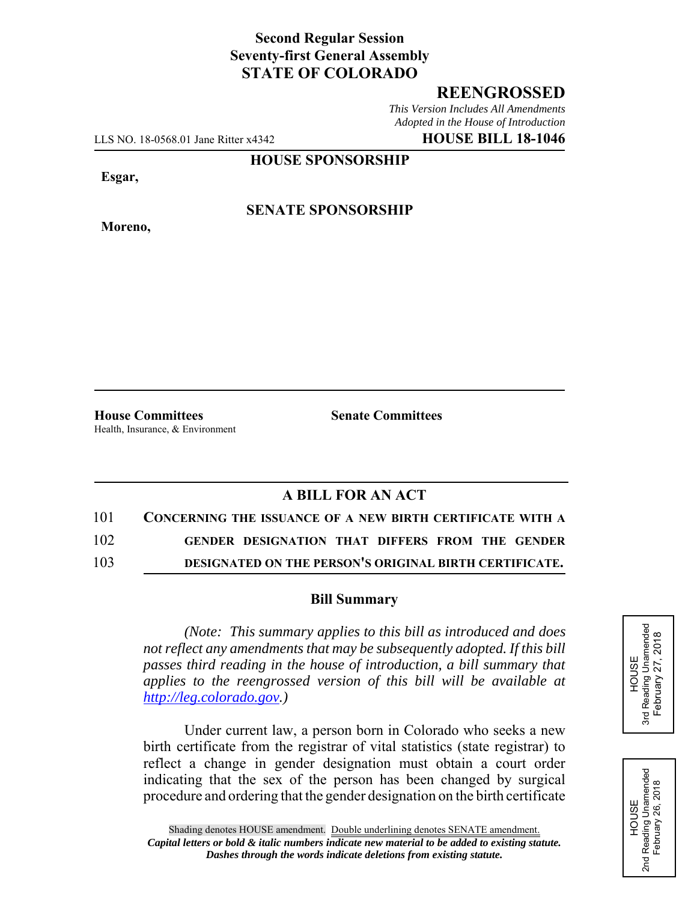**Second Regular Session**
**Seventy-first General Assembly**
**STATE OF COLORADO**

## REENGROSSED

*This Version Includes All Amendments Adopted in the House of Introduction*

LLS NO. 18-0568.01 Jane Ritter x4342 **HOUSE BILL 18-1046**

**HOUSE SPONSORSHIP**

**Esgar,**

**SENATE SPONSORSHIP**

**Moreno,**

| **House Committees** | **Senate Committees** |
| --- | --- |
| Health, Insurance, & Environment | |

### A BILL FOR AN ACT

101 **CONCERNING THE ISSUANCE OF A NEW BIRTH CERTIFICATE WITH A**
102 **GENDER DESIGNATION THAT DIFFERS FROM THE GENDER**
103 **DESIGNATED ON THE PERSON'S ORIGINAL BIRTH CERTIFICATE.**

### Bill Summary

*(Note: This summary applies to this bill as introduced and does not reflect any amendments that may be subsequently adopted. If this bill passes third reading in the house of introduction, a bill summary that applies to the reengrossed version of this bill will be available at http://leg.colorado.gov.)*

Under current law, a person born in Colorado who seeks a new birth certificate from the registrar of vital statistics (state registrar) to reflect a change in gender designation must obtain a court order indicating that the sex of the person has been changed by surgical procedure and ordering that the gender designation on the birth certificate

HOUSE
3rd Reading Unamended
February 27, 2018

HOUSE
2nd Reading Unamended
February 26, 2018

Shading denotes HOUSE amendment. Double underlining denotes SENATE amendment.
*Capital letters or bold & italic numbers indicate new material to be added to existing statute.*
*Dashes through the words indicate deletions from existing statute.*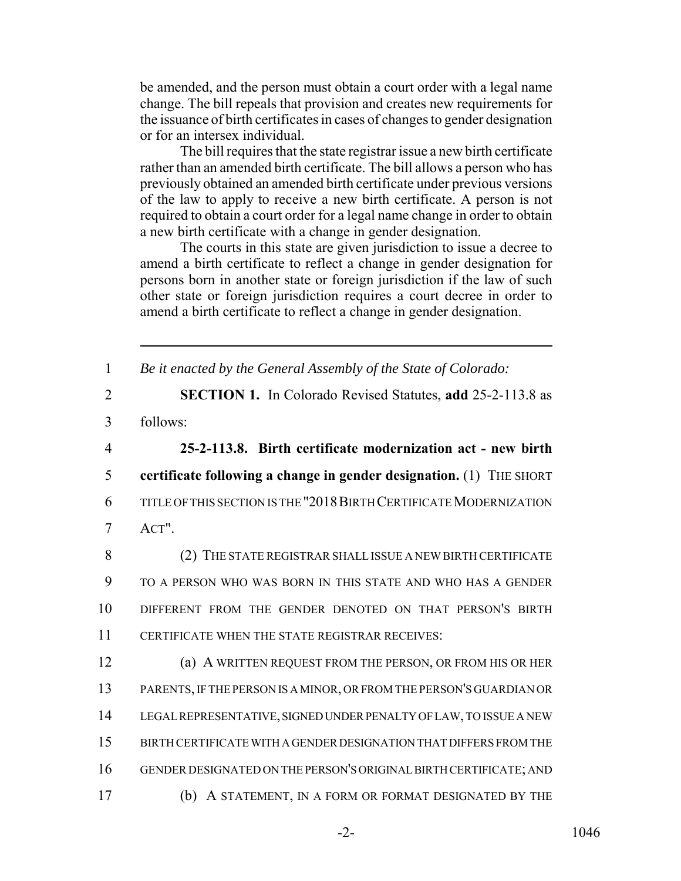be amended, and the person must obtain a court order with a legal name change. The bill repeals that provision and creates new requirements for the issuance of birth certificates in cases of changes to gender designation or for an intersex individual.

The bill requires that the state registrar issue a new birth certificate rather than an amended birth certificate. The bill allows a person who has previously obtained an amended birth certificate under previous versions of the law to apply to receive a new birth certificate. A person is not required to obtain a court order for a legal name change in order to obtain a new birth certificate with a change in gender designation.

The courts in this state are given jurisdiction to issue a decree to amend a birth certificate to reflect a change in gender designation for persons born in another state or foreign jurisdiction if the law of such other state or foreign jurisdiction requires a court decree in order to amend a birth certificate to reflect a change in gender designation.

---

1 *Be it enacted by the General Assembly of the State of Colorado:*

2 **SECTION 1.** In Colorado Revised Statutes, **add** 25-2-113.8 as
3 follows:

4 **25-2-113.8. Birth certificate modernization act - new birth**
5 **certificate following a change in gender designation.** (1) THE SHORT
6 TITLE OF THIS SECTION IS THE "2018 BIRTH CERTIFICATE MODERNIZATION
7 ACT".

8 (2) THE STATE REGISTRAR SHALL ISSUE A NEW BIRTH CERTIFICATE
9 TO A PERSON WHO WAS BORN IN THIS STATE AND WHO HAS A GENDER
10 DIFFERENT FROM THE GENDER DENOTED ON THAT PERSON'S BIRTH
11 CERTIFICATE WHEN THE STATE REGISTRAR RECEIVES:

12 (a) A WRITTEN REQUEST FROM THE PERSON, OR FROM HIS OR HER
13 PARENTS, IF THE PERSON IS A MINOR, OR FROM THE PERSON'S GUARDIAN OR
14 LEGAL REPRESENTATIVE, SIGNED UNDER PENALTY OF LAW, TO ISSUE A NEW
15 BIRTH CERTIFICATE WITH A GENDER DESIGNATION THAT DIFFERS FROM THE
16 GENDER DESIGNATED ON THE PERSON'S ORIGINAL BIRTH CERTIFICATE; AND

17 (b) A STATEMENT, IN A FORM OR FORMAT DESIGNATED BY THE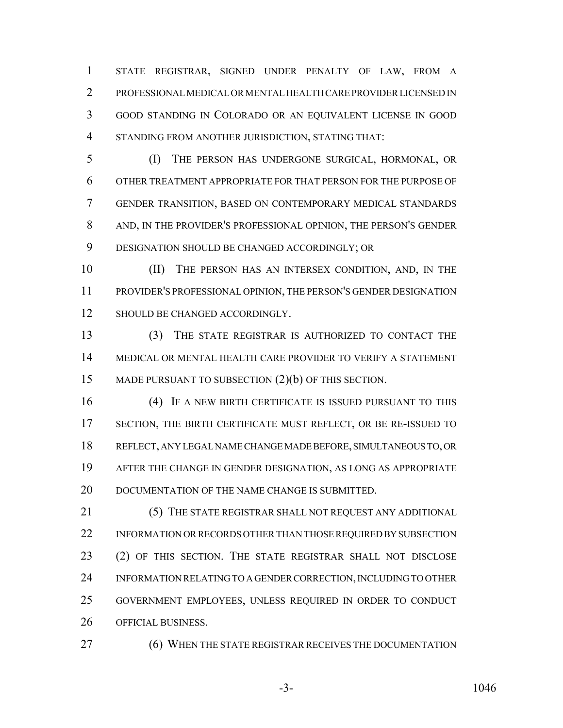STATE REGISTRAR, SIGNED UNDER PENALTY OF LAW, FROM A PROFESSIONAL MEDICAL OR MENTAL HEALTH CARE PROVIDER LICENSED IN GOOD STANDING IN COLORADO OR AN EQUIVALENT LICENSE IN GOOD STANDING FROM ANOTHER JURISDICTION, STATING THAT:

(I) THE PERSON HAS UNDERGONE SURGICAL, HORMONAL, OR OTHER TREATMENT APPROPRIATE FOR THAT PERSON FOR THE PURPOSE OF GENDER TRANSITION, BASED ON CONTEMPORARY MEDICAL STANDARDS AND, IN THE PROVIDER'S PROFESSIONAL OPINION, THE PERSON'S GENDER DESIGNATION SHOULD BE CHANGED ACCORDINGLY; OR

(II) THE PERSON HAS AN INTERSEX CONDITION, AND, IN THE PROVIDER'S PROFESSIONAL OPINION, THE PERSON'S GENDER DESIGNATION SHOULD BE CHANGED ACCORDINGLY.

(3) THE STATE REGISTRAR IS AUTHORIZED TO CONTACT THE MEDICAL OR MENTAL HEALTH CARE PROVIDER TO VERIFY A STATEMENT MADE PURSUANT TO SUBSECTION (2)(b) OF THIS SECTION.

(4) IF A NEW BIRTH CERTIFICATE IS ISSUED PURSUANT TO THIS SECTION, THE BIRTH CERTIFICATE MUST REFLECT, OR BE RE-ISSUED TO REFLECT, ANY LEGAL NAME CHANGE MADE BEFORE, SIMULTANEOUS TO, OR AFTER THE CHANGE IN GENDER DESIGNATION, AS LONG AS APPROPRIATE DOCUMENTATION OF THE NAME CHANGE IS SUBMITTED.

(5) THE STATE REGISTRAR SHALL NOT REQUEST ANY ADDITIONAL INFORMATION OR RECORDS OTHER THAN THOSE REQUIRED BY SUBSECTION (2) OF THIS SECTION. THE STATE REGISTRAR SHALL NOT DISCLOSE INFORMATION RELATING TO A GENDER CORRECTION, INCLUDING TO OTHER GOVERNMENT EMPLOYEES, UNLESS REQUIRED IN ORDER TO CONDUCT OFFICIAL BUSINESS.

(6) WHEN THE STATE REGISTRAR RECEIVES THE DOCUMENTATION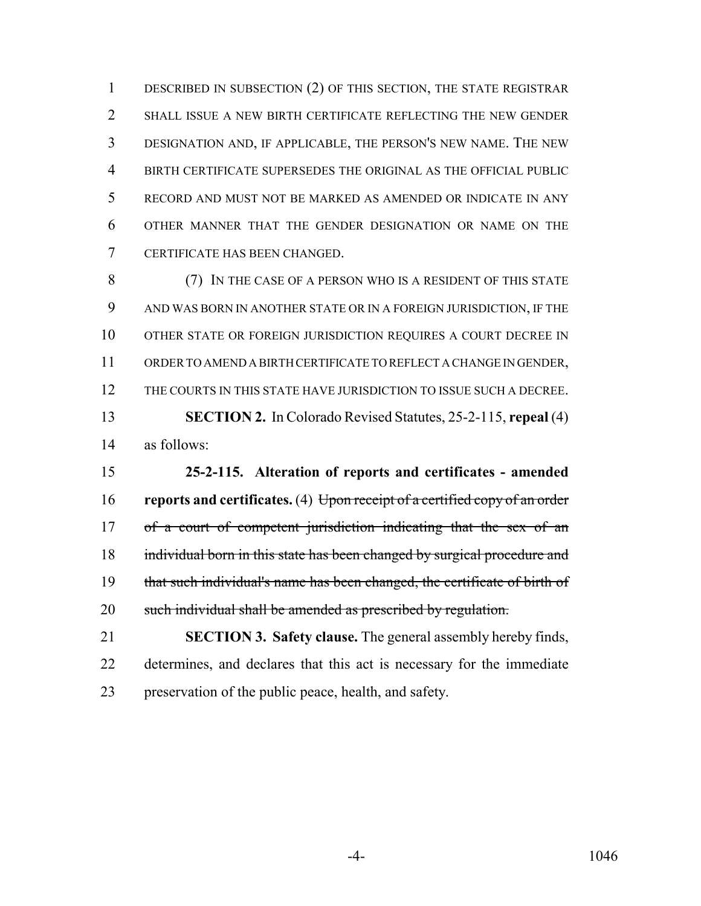DESCRIBED IN SUBSECTION (2) OF THIS SECTION, THE STATE REGISTRAR SHALL ISSUE A NEW BIRTH CERTIFICATE REFLECTING THE NEW GENDER DESIGNATION AND, IF APPLICABLE, THE PERSON'S NEW NAME. THE NEW BIRTH CERTIFICATE SUPERSEDES THE ORIGINAL AS THE OFFICIAL PUBLIC RECORD AND MUST NOT BE MARKED AS AMENDED OR INDICATE IN ANY OTHER MANNER THAT THE GENDER DESIGNATION OR NAME ON THE CERTIFICATE HAS BEEN CHANGED.

(7) IN THE CASE OF A PERSON WHO IS A RESIDENT OF THIS STATE AND WAS BORN IN ANOTHER STATE OR IN A FOREIGN JURISDICTION, IF THE OTHER STATE OR FOREIGN JURISDICTION REQUIRES A COURT DECREE IN ORDER TO AMEND A BIRTH CERTIFICATE TO REFLECT A CHANGE IN GENDER, THE COURTS IN THIS STATE HAVE JURISDICTION TO ISSUE SUCH A DECREE.

**SECTION 2.** In Colorado Revised Statutes, 25-2-115, **repeal** (4) as follows:

**25-2-115. Alteration of reports and certificates - amended reports and certificates.** (4) ~~Upon receipt of a certified copy of an order of a court of competent jurisdiction indicating that the sex of an individual born in this state has been changed by surgical procedure and that such individual's name has been changed, the certificate of birth of such individual shall be amended as prescribed by regulation.~~

**SECTION 3. Safety clause.** The general assembly hereby finds, determines, and declares that this act is necessary for the immediate preservation of the public peace, health, and safety.